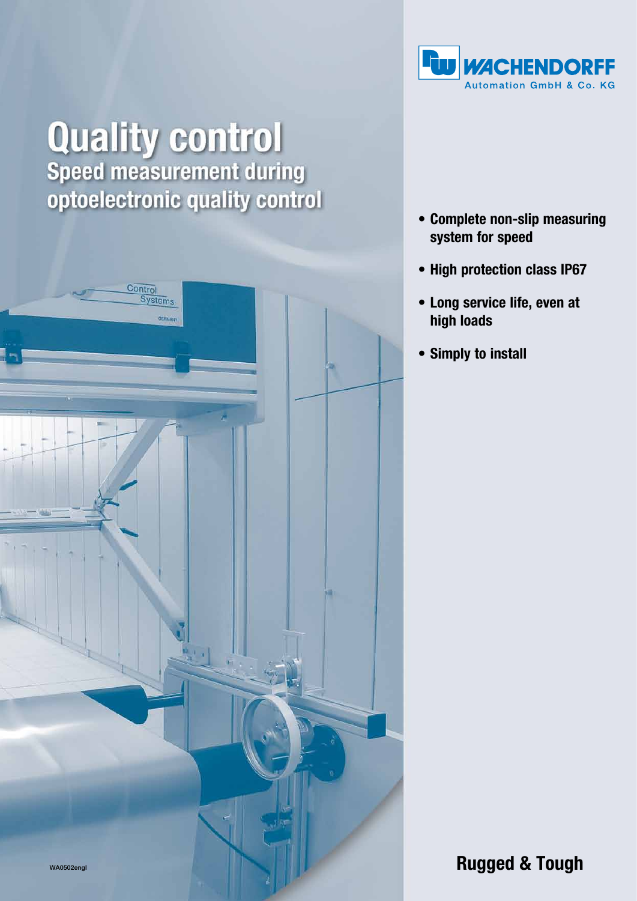WACHENDORFF
Automation GmbH & Co. KG

# Quality control

## Speed measurement during optoelectronic quality control

- **Complete non-slip measuring system for speed**
- **High protection class IP67**
- **Long service life, even at high loads**
- **Simply to install**

WA0502engl

**Rugged & Tough**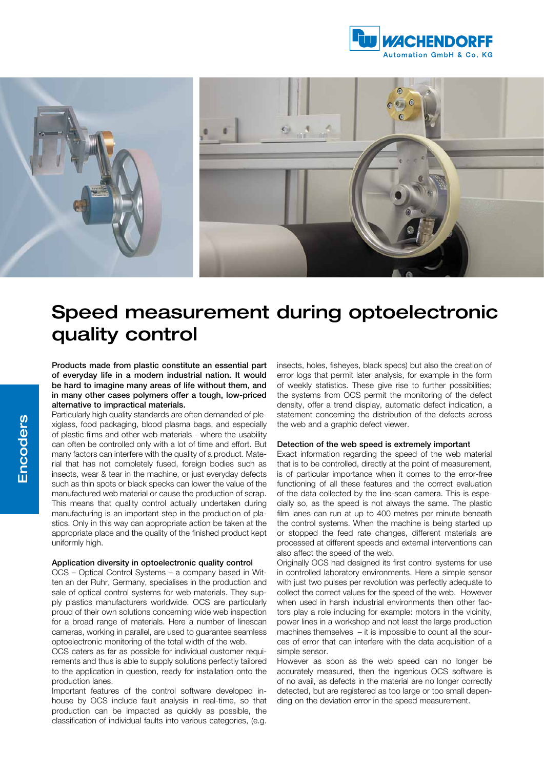# Speed measurement during optoelectronic quality control

**Products made from plastic constitute an essential part of everyday life in a modern industrial nation. It would be hard to imagine many areas of life without them, and in many other cases polymers offer a tough, low-priced alternative to impractical materials.**

Particularly high quality standards are often demanded of plexiglass, food packaging, blood plasma bags, and especially of plastic films and other web materials - where the usability can often be controlled only with a lot of time and effort. But many factors can interfere with the quality of a product. Material that has not completely fused, foreign bodies such as insects, wear & tear in the machine, or just everyday defects such as thin spots or black specks can lower the value of the manufactured web material or cause the production of scrap. This means that quality control actually undertaken during manufacturing is an important step in the production of plastics. Only in this way can appropriate action be taken at the appropriate place and the quality of the finished product kept uniformly high.

### Application diversity in optoelectronic quality control

OCS – Optical Control Systems – a company based in Witten an der Ruhr, Germany, specialises in the production and sale of optical control systems for web materials. They supply plastics manufacturers worldwide. OCS are particularly proud of their own solutions concerning wide web inspection for a broad range of materials. Here a number of linescan cameras, working in parallel, are used to guarantee seamless optoelectronic monitoring of the total width of the web.

OCS caters as far as possible for individual customer requirements and thus is able to supply solutions perfectly tailored to the application in question, ready for installation onto the production lanes.

Important features of the control software developed in-house by OCS include fault analysis in real-time, so that production can be impacted as quickly as possible, the classification of individual faults into various categories, (e.g. insects, holes, fisheyes, black specs) but also the creation of error logs that permit later analysis, for example in the form of weekly statistics. These give rise to further possibilities; the systems from OCS permit the monitoring of the defect density, offer a trend display, automatic defect indication, a statement concerning the distribution of the defects across the web and a graphic defect viewer.

### Detection of the web speed is extremely important

Exact information regarding the speed of the web material that is to be controlled, directly at the point of measurement, is of particular importance when it comes to the error-free functioning of all these features and the correct evaluation of the data collected by the line-scan camera. This is especially so, as the speed is not always the same. The plastic film lanes can run at up to 400 metres per minute beneath the control systems. When the machine is being started up or stopped the feed rate changes, different materials are processed at different speeds and external interventions can also affect the speed of the web.

Originally OCS had designed its first control systems for use in controlled laboratory environments. Here a simple sensor with just two pulses per revolution was perfectly adequate to collect the correct values for the speed of the web. However when used in harsh industrial environments then other factors play a role including for example: motors in the vicinity, power lines in a workshop and not least the large production machines themselves – it is impossible to count all the sources of error that can interfere with the data acquisition of a simple sensor.

However as soon as the web speed can no longer be accurately measured, then the ingenious OCS software is of no avail, as defects in the material are no longer correctly detected, but are registered as too large or too small depending on the deviation error in the speed measurement.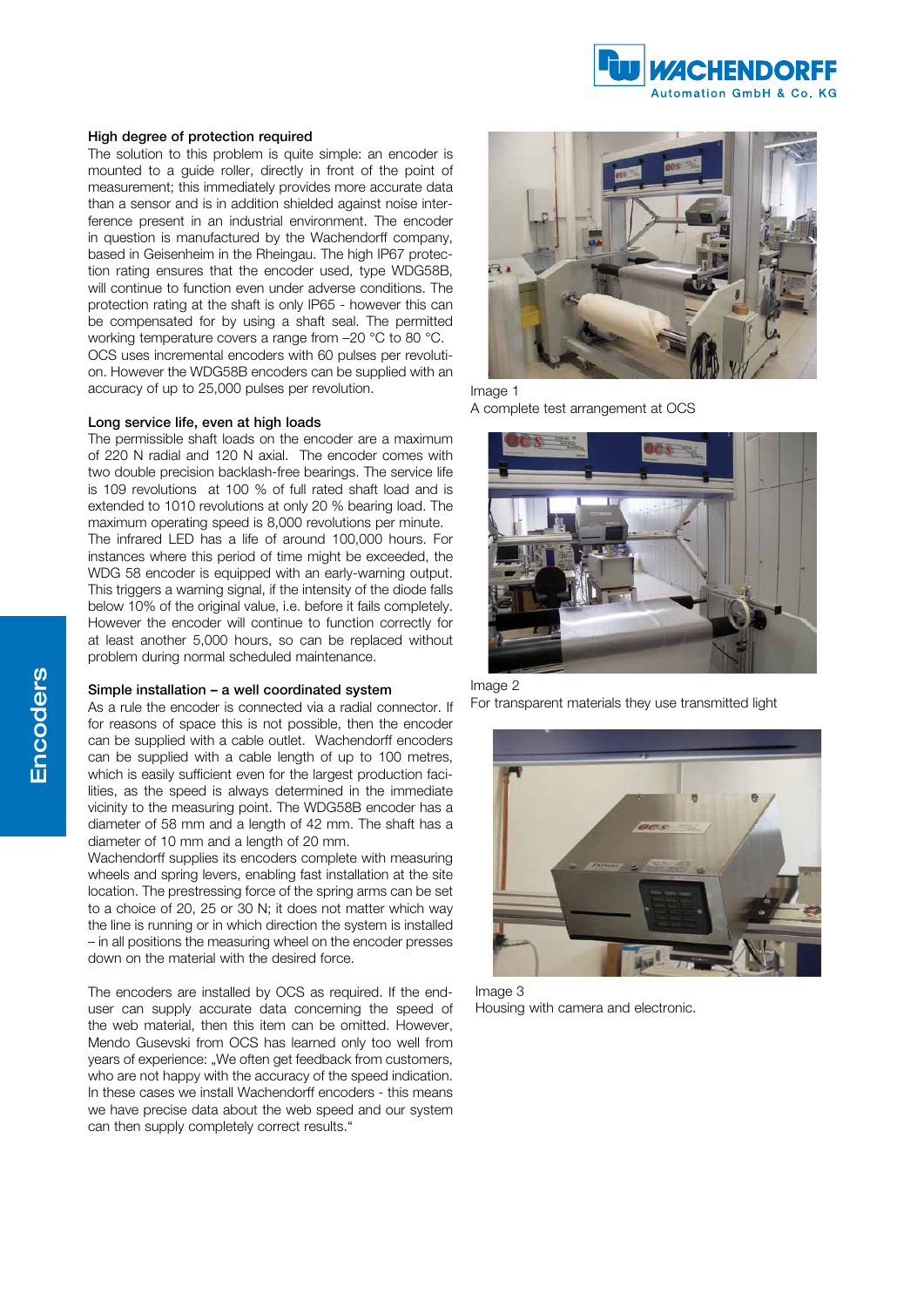### High degree of protection required

The solution to this problem is quite simple: an encoder is mounted to a guide roller, directly in front of the point of measurement; this immediately provides more accurate data than a sensor and is in addition shielded against noise interference present in an industrial environment. The encoder in question is manufactured by the Wachendorff company, based in Geisenheim in the Rheingau. The high IP67 protection rating ensures that the encoder used, type WDG58B, will continue to function even under adverse conditions. The protection rating at the shaft is only IP65 - however this can be compensated for by using a shaft seal. The permitted working temperature covers a range from –20 °C to 80 °C. OCS uses incremental encoders with 60 pulses per revolution. However the WDG58B encoders can be supplied with an accuracy of up to 25,000 pulses per revolution.

### Long service life, even at high loads

The permissible shaft loads on the encoder are a maximum of 220 N radial and 120 N axial. The encoder comes with two double precision backlash-free bearings. The service life is 109 revolutions at 100 % of full rated shaft load and is extended to 1010 revolutions at only 20 % bearing load. The maximum operating speed is 8,000 revolutions per minute. The infrared LED has a life of around 100,000 hours. For instances where this period of time might be exceeded, the WDG 58 encoder is equipped with an early-warning output. This triggers a warning signal, if the intensity of the diode falls below 10% of the original value, i.e. before it fails completely. However the encoder will continue to function correctly for at least another 5,000 hours, so can be replaced without problem during normal scheduled maintenance.

### Simple installation – a well coordinated system

As a rule the encoder is connected via a radial connector. If for reasons of space this is not possible, then the encoder can be supplied with a cable outlet. Wachendorff encoders can be supplied with a cable length of up to 100 metres, which is easily sufficient even for the largest production facilities, as the speed is always determined in the immediate vicinity to the measuring point. The WDG58B encoder has a diameter of 58 mm and a length of 42 mm. The shaft has a diameter of 10 mm and a length of 20 mm.

Wachendorff supplies its encoders complete with measuring wheels and spring levers, enabling fast installation at the site location. The prestressing force of the spring arms can be set to a choice of 20, 25 or 30 N; it does not matter which way the line is running or in which direction the system is installed – in all positions the measuring wheel on the encoder presses down on the material with the desired force.

The encoders are installed by OCS as required. If the end-user can supply accurate data concerning the speed of the web material, then this item can be omitted. However, Mendo Gusevski from OCS has learned only too well from years of experience: „We often get feedback from customers, who are not happy with the accuracy of the speed indication. In these cases we install Wachendorff encoders - this means we have precise data about the web speed and our system can then supply completely correct results."

Image 1
A complete test arrangement at OCS

Image 2
For transparent materials they use transmitted light

Image 3
Housing with camera and electronic.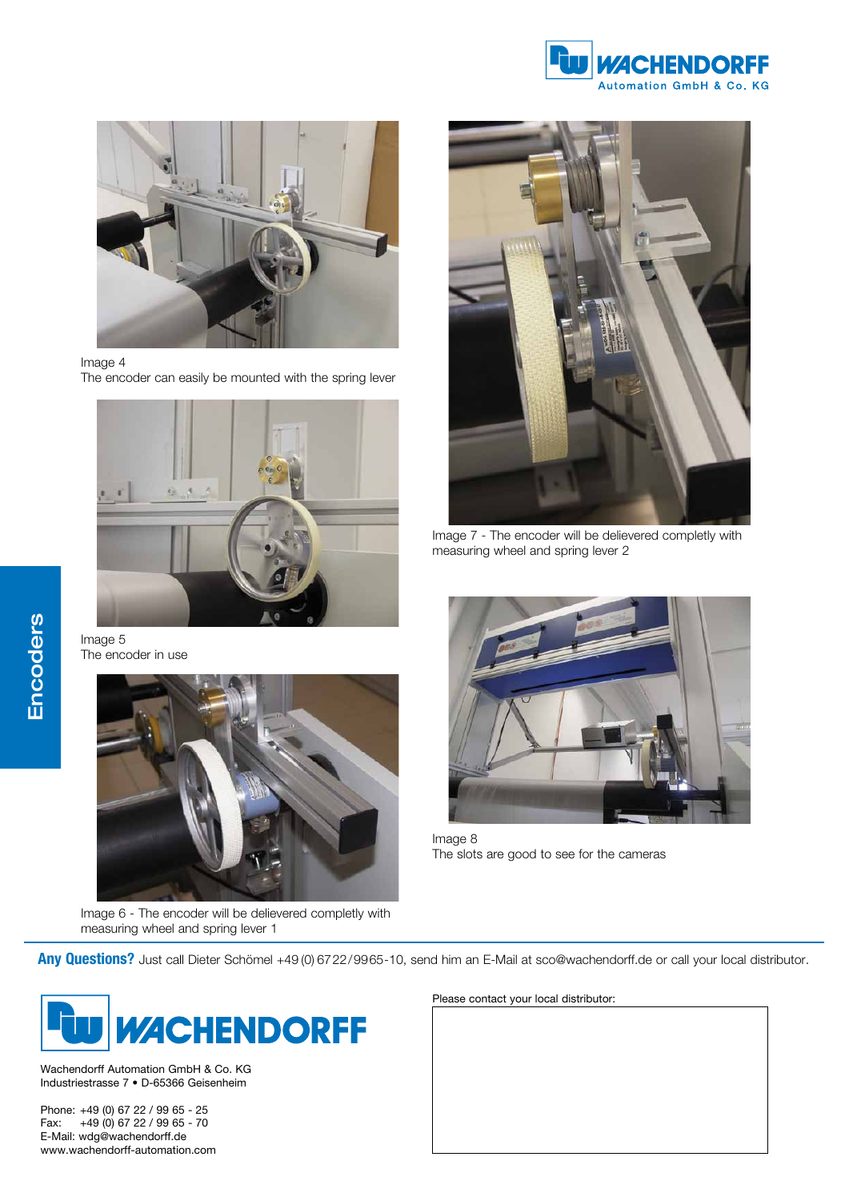Image 4
The encoder can easily be mounted with the spring lever

Image 5
The encoder in use

Image 6 - The encoder will be delievered completly with measuring wheel and spring lever 1

Image 7 - The encoder will be delievered completly with measuring wheel and spring lever 2

Image 8
The slots are good to see for the cameras

**Any Questions?** Just call Dieter Schömel +49 (0) 67 22/99 65-10, send him an E-Mail at sco@wachendorff.de or call your local distributor.

WACHENDORFF

Wachendorff Automation GmbH & Co. KG
Industriestrasse 7 • D-65366 Geisenheim

Phone: +49 (0) 67 22 / 99 65 - 25
Fax: +49 (0) 67 22 / 99 65 - 70
E-Mail: wdg@wachendorff.de
www.wachendorff-automation.com

Please contact your local distributor: